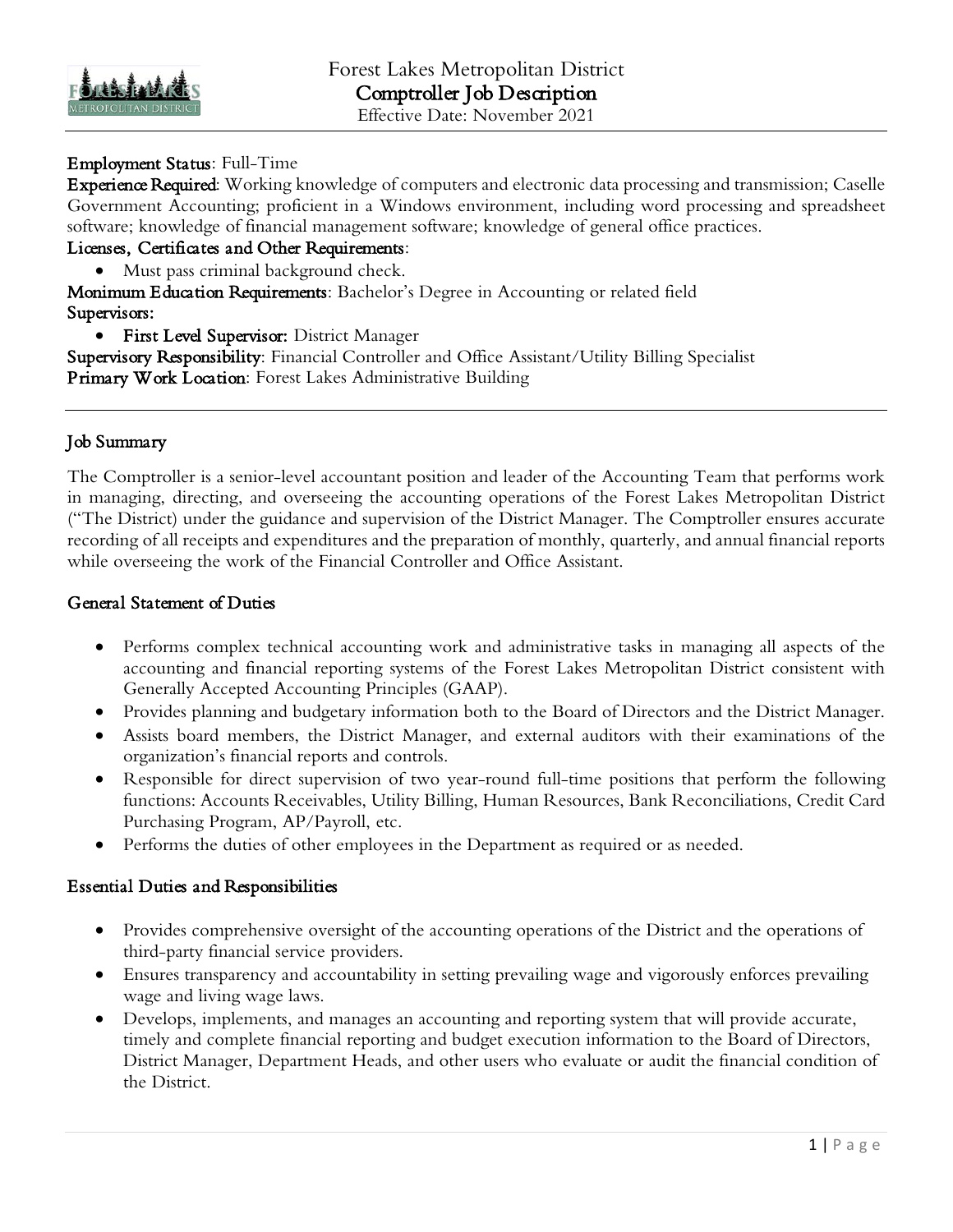# Forest Lakes Metropolitan District
## Comptroller Job Description
Effective Date: November 2021

**Employment Status**: Full-Time
**Experience Required**: Working knowledge of computers and electronic data processing and transmission; Caselle Government Accounting; proficient in a Windows environment, including word processing and spreadsheet software; knowledge of financial management software; knowledge of general office practices.
**Licenses, Certificates and Other Requirements**:

- Must pass criminal background check.

**Monimum Education Requirements**: Bachelor's Degree in Accounting or related field
**Supervisors:**

- **First Level Supervisor:** District Manager

**Supervisory Responsibility**: Financial Controller and Office Assistant/Utility Billing Specialist
**Primary Work Location**: Forest Lakes Administrative Building

---

### Job Summary

The Comptroller is a senior-level accountant position and leader of the Accounting Team that performs work in managing, directing, and overseeing the accounting operations of the Forest Lakes Metropolitan District ("The District) under the guidance and supervision of the District Manager. The Comptroller ensures accurate recording of all receipts and expenditures and the preparation of monthly, quarterly, and annual financial reports while overseeing the work of the Financial Controller and Office Assistant.

### General Statement of Duties

- Performs complex technical accounting work and administrative tasks in managing all aspects of the accounting and financial reporting systems of the Forest Lakes Metropolitan District consistent with Generally Accepted Accounting Principles (GAAP).
- Provides planning and budgetary information both to the Board of Directors and the District Manager.
- Assists board members, the District Manager, and external auditors with their examinations of the organization's financial reports and controls.
- Responsible for direct supervision of two year-round full-time positions that perform the following functions: Accounts Receivables, Utility Billing, Human Resources, Bank Reconciliations, Credit Card Purchasing Program, AP/Payroll, etc.
- Performs the duties of other employees in the Department as required or as needed.

### Essential Duties and Responsibilities

- Provides comprehensive oversight of the accounting operations of the District and the operations of third-party financial service providers.
- Ensures transparency and accountability in setting prevailing wage and vigorously enforces prevailing wage and living wage laws.
- Develops, implements, and manages an accounting and reporting system that will provide accurate, timely and complete financial reporting and budget execution information to the Board of Directors, District Manager, Department Heads, and other users who evaluate or audit the financial condition of the District.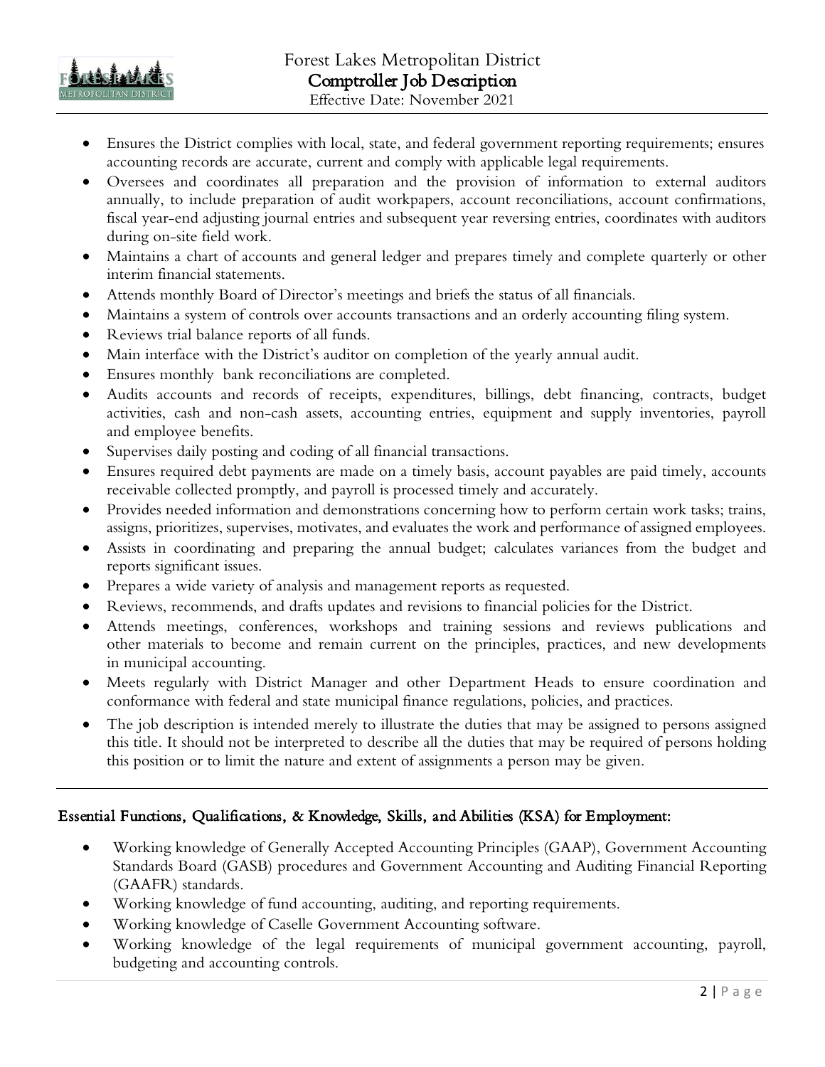- Ensures the District complies with local, state, and federal government reporting requirements; ensures accounting records are accurate, current and comply with applicable legal requirements.
- Oversees and coordinates all preparation and the provision of information to external auditors annually, to include preparation of audit workpapers, account reconciliations, account confirmations, fiscal year-end adjusting journal entries and subsequent year reversing entries, coordinates with auditors during on-site field work.
- Maintains a chart of accounts and general ledger and prepares timely and complete quarterly or other interim financial statements.
- Attends monthly Board of Director's meetings and briefs the status of all financials.
- Maintains a system of controls over accounts transactions and an orderly accounting filing system.
- Reviews trial balance reports of all funds.
- Main interface with the District's auditor on completion of the yearly annual audit.
- Ensures monthly bank reconciliations are completed.
- Audits accounts and records of receipts, expenditures, billings, debt financing, contracts, budget activities, cash and non-cash assets, accounting entries, equipment and supply inventories, payroll and employee benefits.
- Supervises daily posting and coding of all financial transactions.
- Ensures required debt payments are made on a timely basis, account payables are paid timely, accounts receivable collected promptly, and payroll is processed timely and accurately.
- Provides needed information and demonstrations concerning how to perform certain work tasks; trains, assigns, prioritizes, supervises, motivates, and evaluates the work and performance of assigned employees.
- Assists in coordinating and preparing the annual budget; calculates variances from the budget and reports significant issues.
- Prepares a wide variety of analysis and management reports as requested.
- Reviews, recommends, and drafts updates and revisions to financial policies for the District.
- Attends meetings, conferences, workshops and training sessions and reviews publications and other materials to become and remain current on the principles, practices, and new developments in municipal accounting.
- Meets regularly with District Manager and other Department Heads to ensure coordination and conformance with federal and state municipal finance regulations, policies, and practices.
- The job description is intended merely to illustrate the duties that may be assigned to persons assigned this title. It should not be interpreted to describe all the duties that may be required of persons holding this position or to limit the nature and extent of assignments a person may be given.

---

## Essential Functions, Qualifications, & Knowledge, Skills, and Abilities (KSA) for Employment:

- Working knowledge of Generally Accepted Accounting Principles (GAAP), Government Accounting Standards Board (GASB) procedures and Government Accounting and Auditing Financial Reporting (GAAFR) standards.
- Working knowledge of fund accounting, auditing, and reporting requirements.
- Working knowledge of Caselle Government Accounting software.
- Working knowledge of the legal requirements of municipal government accounting, payroll, budgeting and accounting controls.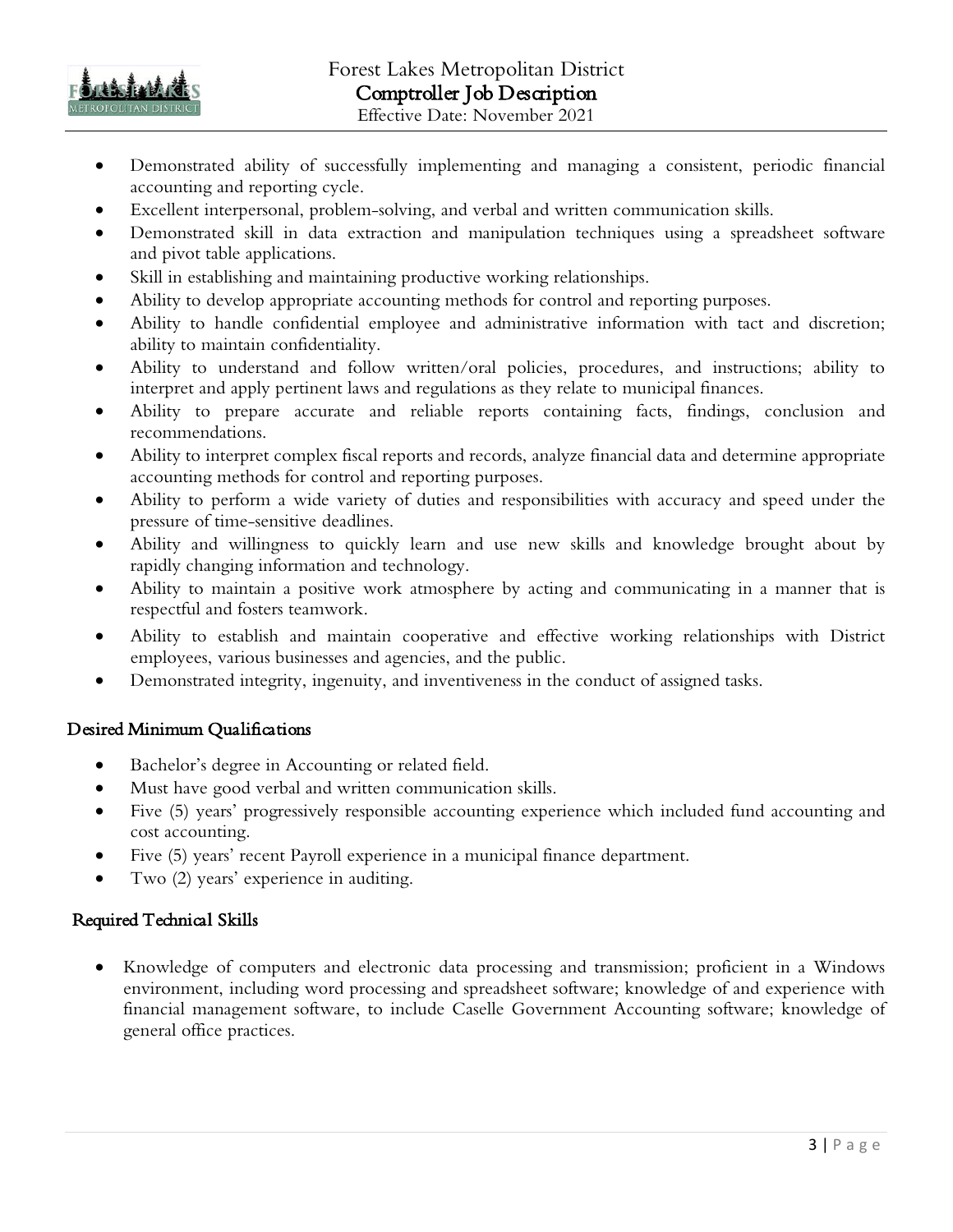- Demonstrated ability of successfully implementing and managing a consistent, periodic financial accounting and reporting cycle.
- Excellent interpersonal, problem-solving, and verbal and written communication skills.
- Demonstrated skill in data extraction and manipulation techniques using a spreadsheet software and pivot table applications.
- Skill in establishing and maintaining productive working relationships.
- Ability to develop appropriate accounting methods for control and reporting purposes.
- Ability to handle confidential employee and administrative information with tact and discretion; ability to maintain confidentiality.
- Ability to understand and follow written/oral policies, procedures, and instructions; ability to interpret and apply pertinent laws and regulations as they relate to municipal finances.
- Ability to prepare accurate and reliable reports containing facts, findings, conclusion and recommendations.
- Ability to interpret complex fiscal reports and records, analyze financial data and determine appropriate accounting methods for control and reporting purposes.
- Ability to perform a wide variety of duties and responsibilities with accuracy and speed under the pressure of time-sensitive deadlines.
- Ability and willingness to quickly learn and use new skills and knowledge brought about by rapidly changing information and technology.
- Ability to maintain a positive work atmosphere by acting and communicating in a manner that is respectful and fosters teamwork.
- Ability to establish and maintain cooperative and effective working relationships with District employees, various businesses and agencies, and the public.
- Demonstrated integrity, ingenuity, and inventiveness in the conduct of assigned tasks.

## Desired Minimum Qualifications

- Bachelor's degree in Accounting or related field.
- Must have good verbal and written communication skills.
- Five (5) years' progressively responsible accounting experience which included fund accounting and cost accounting.
- Five (5) years' recent Payroll experience in a municipal finance department.
- Two (2) years' experience in auditing.

## Required Technical Skills

- Knowledge of computers and electronic data processing and transmission; proficient in a Windows environment, including word processing and spreadsheet software; knowledge of and experience with financial management software, to include Caselle Government Accounting software; knowledge of general office practices.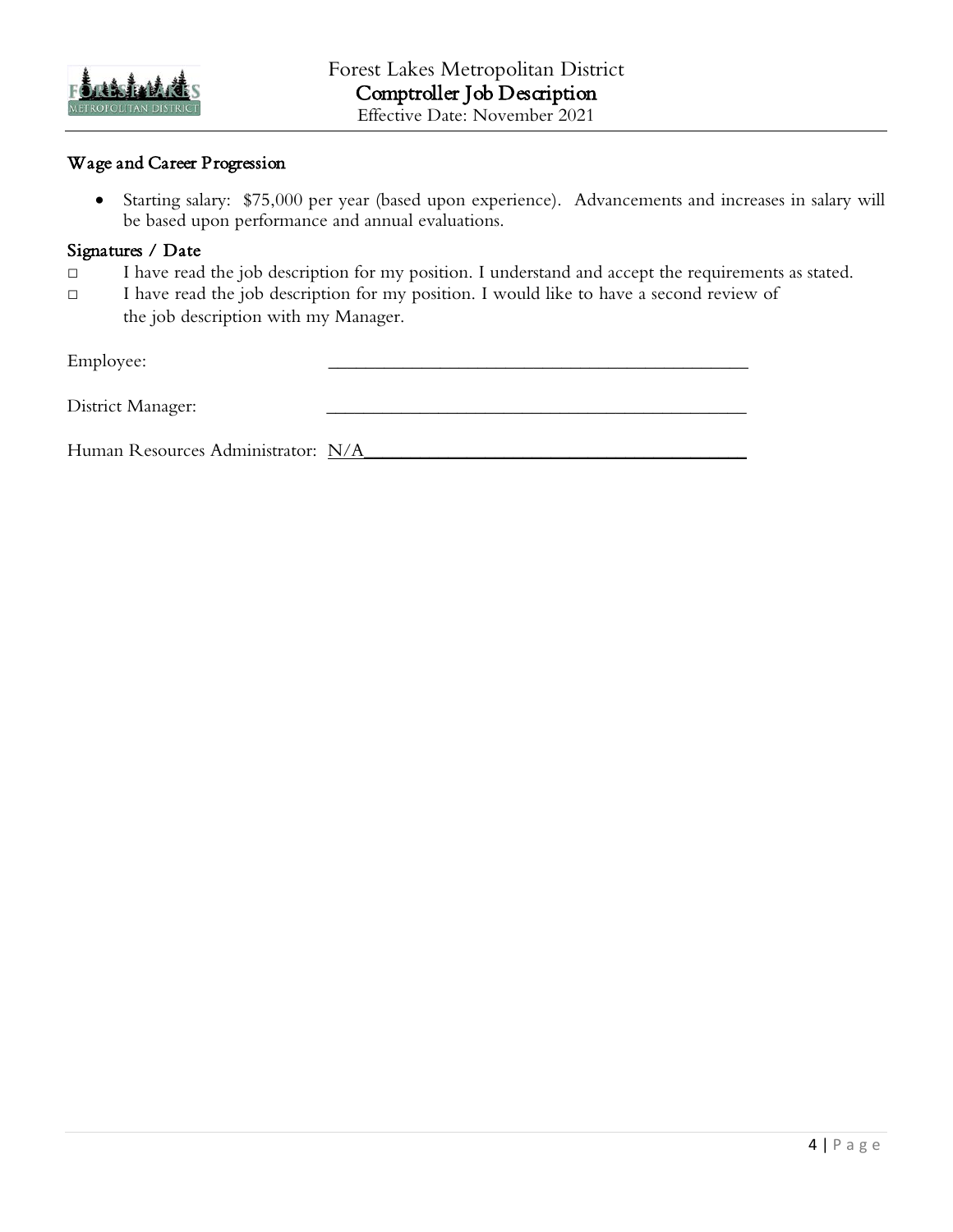### Wage and Career Progression

- Starting salary: $75,000 per year (based upon experience). Advancements and increases in salary will be based upon performance and annual evaluations.

### Signatures / Date

□ I have read the job description for my position. I understand and accept the requirements as stated.

□ I have read the job description for my position. I would like to have a second review of the job description with my Manager.

Employee: ______________________________________________

District Manager: ______________________________________________

Human Resources Administrator: N/A__________________________________________